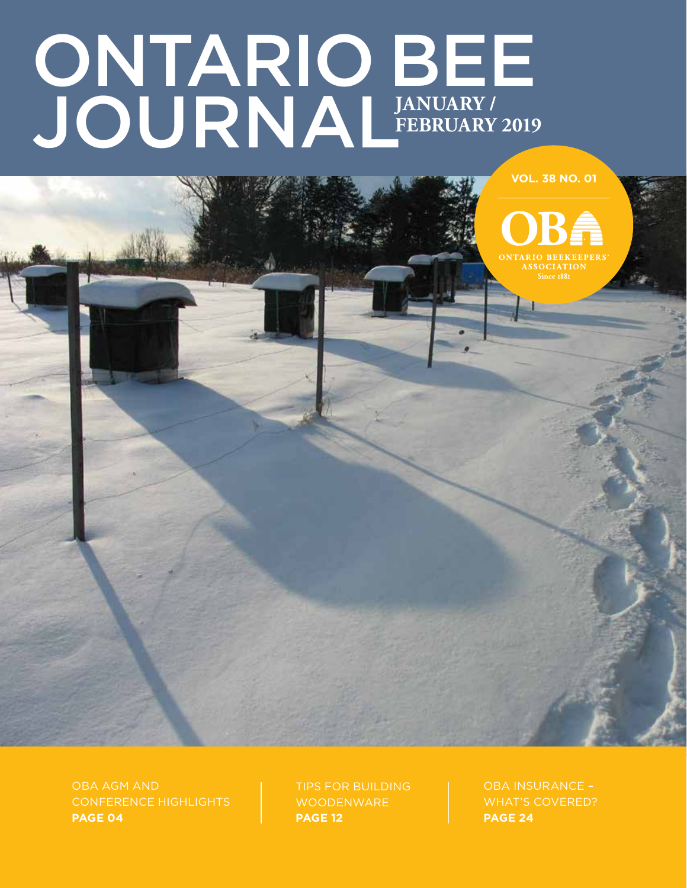# ONTARIO BEE JOURNAL

**JANUARY / FEBRUARY 2019**

**VOL. 38 NO. 01**

OBA
ONTARIO BEEKEEPERS' ASSOCIATION
Since 1881

OBA AGM AND CONFERENCE HIGHLIGHTS
**PAGE 04**

TIPS FOR BUILDING WOODENWARE
**PAGE 12**

OBA INSURANCE – WHAT'S COVERED?
**PAGE 24**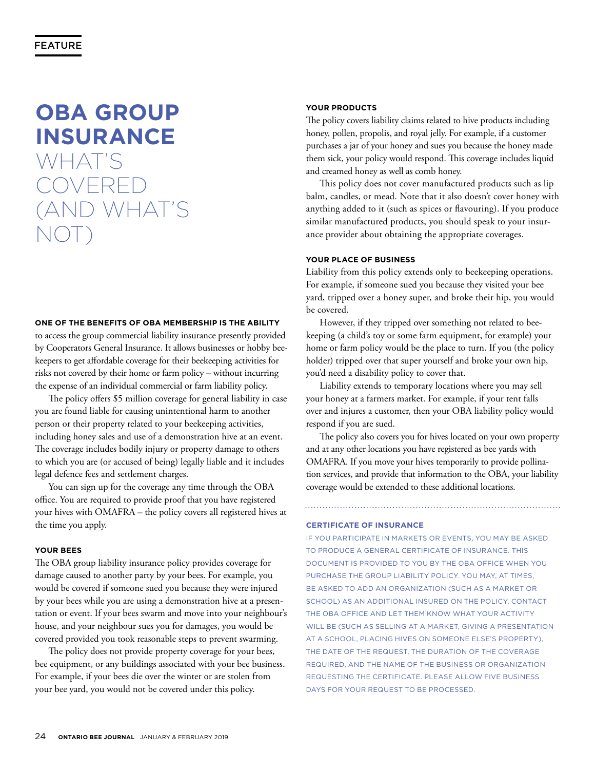FEATURE

# OBA GROUP INSURANCE WHAT'S COVERED (AND WHAT'S NOT)

**ONE OF THE BENEFITS OF OBA MEMBERSHIP IS THE ABILITY** to access the group commercial liability insurance presently provided by Cooperators General Insurance. It allows businesses or hobby beekeepers to get affordable coverage for their beekeeping activities for risks not covered by their home or farm policy – without incurring the expense of an individual commercial or farm liability policy.

The policy offers $5 million coverage for general liability in case you are found liable for causing unintentional harm to another person or their property related to your beekeeping activities, including honey sales and use of a demonstration hive at an event. The coverage includes bodily injury or property damage to others to which you are (or accused of being) legally liable and it includes legal defence fees and settlement charges.

You can sign up for the coverage any time through the OBA office. You are required to provide proof that you have registered your hives with OMAFRA – the policy covers all registered hives at the time you apply.

#### YOUR BEES

The OBA group liability insurance policy provides coverage for damage caused to another party by your bees. For example, you would be covered if someone sued you because they were injured by your bees while you are using a demonstration hive at a presentation or event. If your bees swarm and move into your neighbour's house, and your neighbour sues you for damages, you would be covered provided you took reasonable steps to prevent swarming.

The policy does not provide property coverage for your bees, bee equipment, or any buildings associated with your bee business. For example, if your bees die over the winter or are stolen from your bee yard, you would not be covered under this policy.

#### YOUR PRODUCTS

The policy covers liability claims related to hive products including honey, pollen, propolis, and royal jelly. For example, if a customer purchases a jar of your honey and sues you because the honey made them sick, your policy would respond. This coverage includes liquid and creamed honey as well as comb honey.

This policy does not cover manufactured products such as lip balm, candles, or mead. Note that it also doesn't cover honey with anything added to it (such as spices or flavouring). If you produce similar manufactured products, you should speak to your insurance provider about obtaining the appropriate coverages.

#### YOUR PLACE OF BUSINESS

Liability from this policy extends only to beekeeping operations. For example, if someone sued you because they visited your bee yard, tripped over a honey super, and broke their hip, you would be covered.

However, if they tripped over something not related to beekeeping (a child's toy or some farm equipment, for example) your home or farm policy would be the place to turn. If you (the policy holder) tripped over that super yourself and broke your own hip, you'd need a disability policy to cover that.

Liability extends to temporary locations where you may sell your honey at a farmers market. For example, if your tent falls over and injures a customer, then your OBA liability policy would respond if you are sued.

The policy also covers you for hives located on your own property and at any other locations you have registered as bee yards with OMAFRA. If you move your hives temporarily to provide pollination services, and provide that information to the OBA, your liability coverage would be extended to these additional locations.

#### CERTIFICATE OF INSURANCE

IF YOU PARTICIPATE IN MARKETS OR EVENTS, YOU MAY BE ASKED TO PRODUCE A GENERAL CERTIFICATE OF INSURANCE. THIS DOCUMENT IS PROVIDED TO YOU BY THE OBA OFFICE WHEN YOU PURCHASE THE GROUP LIABILITY POLICY. YOU MAY, AT TIMES, BE ASKED TO ADD AN ORGANIZATION (SUCH AS A MARKET OR SCHOOL) AS AN ADDITIONAL INSURED ON THE POLICY. CONTACT THE OBA OFFICE AND LET THEM KNOW WHAT YOUR ACTIVITY WILL BE (SUCH AS SELLING AT A MARKET, GIVING A PRESENTATION AT A SCHOOL, PLACING HIVES ON SOMEONE ELSE'S PROPERTY), THE DATE OF THE REQUEST, THE DURATION OF THE COVERAGE REQUIRED, AND THE NAME OF THE BUSINESS OR ORGANIZATION REQUESTING THE CERTIFICATE. PLEASE ALLOW FIVE BUSINESS DAYS FOR YOUR REQUEST TO BE PROCESSED.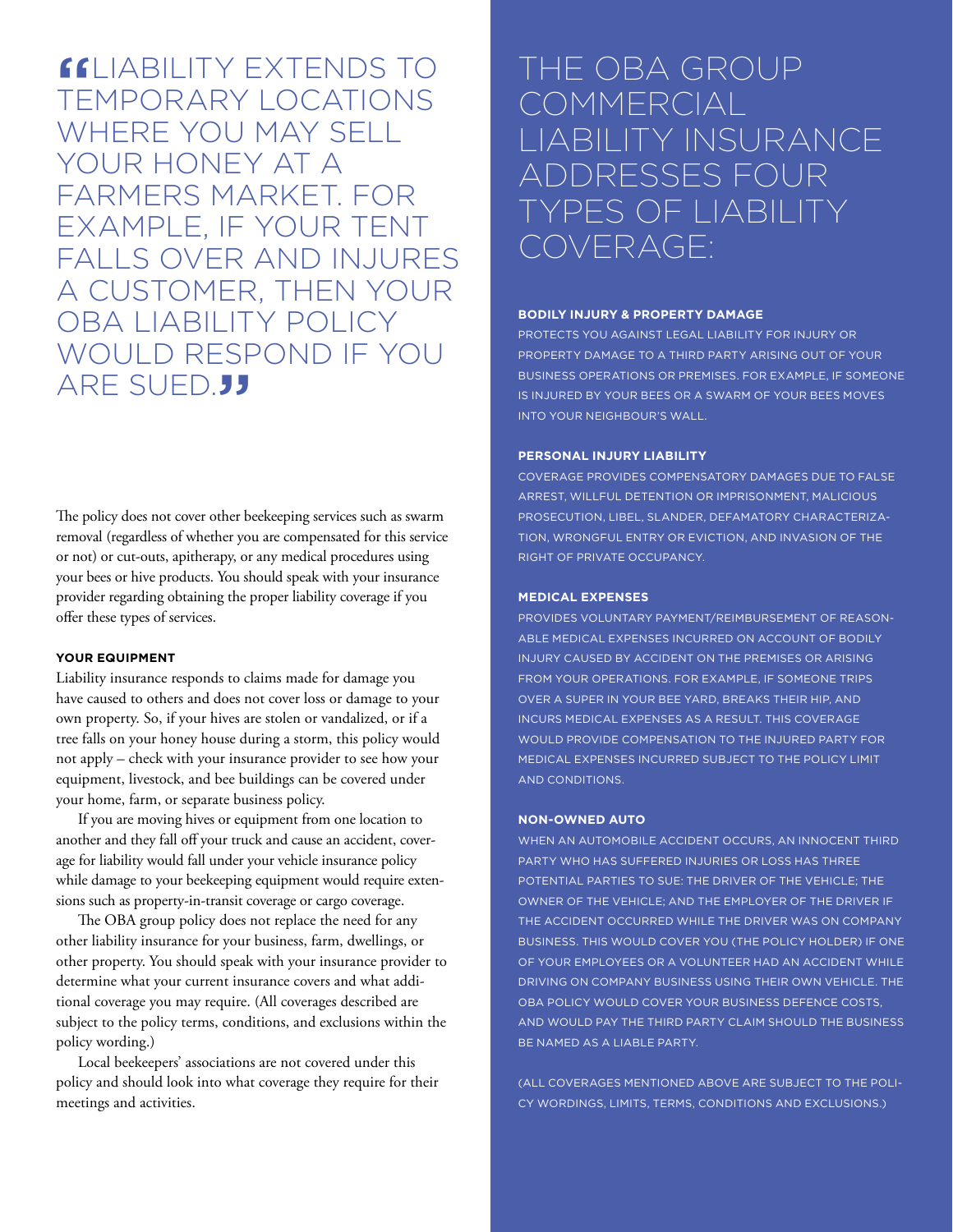> "LIABILITY EXTENDS TO TEMPORARY LOCATIONS WHERE YOU MAY SELL YOUR HONEY AT A FARMERS MARKET. FOR EXAMPLE, IF YOUR TENT FALLS OVER AND INJURES A CUSTOMER, THEN YOUR OBA LIABILITY POLICY WOULD RESPOND IF YOU ARE SUED."

The policy does not cover other beekeeping services such as swarm removal (regardless of whether you are compensated for this service or not) or cut-outs, apitherapy, or any medical procedures using your bees or hive products. You should speak with your insurance provider regarding obtaining the proper liability coverage if you offer these types of services.

**YOUR EQUIPMENT**

Liability insurance responds to claims made for damage you have caused to others and does not cover loss or damage to your own property. So, if your hives are stolen or vandalized, or if a tree falls on your honey house during a storm, this policy would not apply – check with your insurance provider to see how your equipment, livestock, and bee buildings can be covered under your home, farm, or separate business policy.

If you are moving hives or equipment from one location to another and they fall off your truck and cause an accident, coverage for liability would fall under your vehicle insurance policy while damage to your beekeeping equipment would require extensions such as property-in-transit coverage or cargo coverage.

The OBA group policy does not replace the need for any other liability insurance for your business, farm, dwellings, or other property. You should speak with your insurance provider to determine what your current insurance covers and what additional coverage you may require. (All coverages described are subject to the policy terms, conditions, and exclusions within the policy wording.)

Local beekeepers' associations are not covered under this policy and should look into what coverage they require for their meetings and activities.

## THE OBA GROUP COMMERCIAL LIABILITY INSURANCE ADDRESSES FOUR TYPES OF LIABILITY COVERAGE:

**BODILY INJURY & PROPERTY DAMAGE**

PROTECTS YOU AGAINST LEGAL LIABILITY FOR INJURY OR PROPERTY DAMAGE TO A THIRD PARTY ARISING OUT OF YOUR BUSINESS OPERATIONS OR PREMISES. FOR EXAMPLE, IF SOMEONE IS INJURED BY YOUR BEES OR A SWARM OF YOUR BEES MOVES INTO YOUR NEIGHBOUR'S WALL.

**PERSONAL INJURY LIABILITY**

COVERAGE PROVIDES COMPENSATORY DAMAGES DUE TO FALSE ARREST, WILLFUL DETENTION OR IMPRISONMENT, MALICIOUS PROSECUTION, LIBEL, SLANDER, DEFAMATORY CHARACTERIZATION, WRONGFUL ENTRY OR EVICTION, AND INVASION OF THE RIGHT OF PRIVATE OCCUPANCY.

**MEDICAL EXPENSES**

PROVIDES VOLUNTARY PAYMENT/REIMBURSEMENT OF REASONABLE MEDICAL EXPENSES INCURRED ON ACCOUNT OF BODILY INJURY CAUSED BY ACCIDENT ON THE PREMISES OR ARISING FROM YOUR OPERATIONS. FOR EXAMPLE, IF SOMEONE TRIPS OVER A SUPER IN YOUR BEE YARD, BREAKS THEIR HIP, AND INCURS MEDICAL EXPENSES AS A RESULT. THIS COVERAGE WOULD PROVIDE COMPENSATION TO THE INJURED PARTY FOR MEDICAL EXPENSES INCURRED SUBJECT TO THE POLICY LIMIT AND CONDITIONS.

**NON-OWNED AUTO**

WHEN AN AUTOMOBILE ACCIDENT OCCURS, AN INNOCENT THIRD PARTY WHO HAS SUFFERED INJURIES OR LOSS HAS THREE POTENTIAL PARTIES TO SUE: THE DRIVER OF THE VEHICLE; THE OWNER OF THE VEHICLE; AND THE EMPLOYER OF THE DRIVER IF THE ACCIDENT OCCURRED WHILE THE DRIVER WAS ON COMPANY BUSINESS. THIS WOULD COVER YOU (THE POLICY HOLDER) IF ONE OF YOUR EMPLOYEES OR A VOLUNTEER HAD AN ACCIDENT WHILE DRIVING ON COMPANY BUSINESS USING THEIR OWN VEHICLE. THE OBA POLICY WOULD COVER YOUR BUSINESS DEFENCE COSTS, AND WOULD PAY THE THIRD PARTY CLAIM SHOULD THE BUSINESS BE NAMED AS A LIABLE PARTY.

(ALL COVERAGES MENTIONED ABOVE ARE SUBJECT TO THE POLICY WORDINGS, LIMITS, TERMS, CONDITIONS AND EXCLUSIONS.)